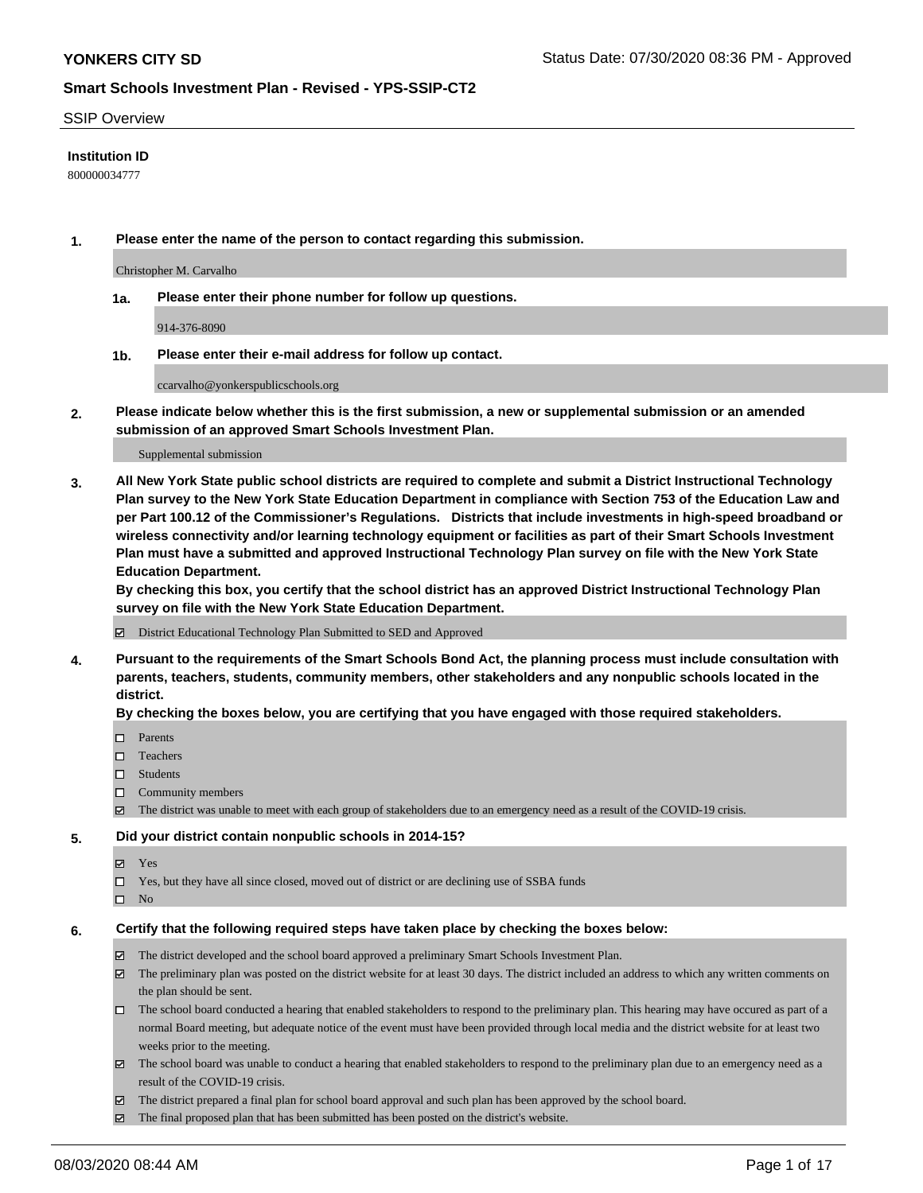**YONKERS CITY SD**

Status Date: 07/30/2020 08:36 PM - Approved

**Smart Schools Investment Plan - Revised - YPS-SSIP-CT2**

SSIP Overview

**Institution ID**

800000034777

**1. Please enter the name of the person to contact regarding this submission.**

Christopher M. Carvalho

**1a. Please enter their phone number for follow up questions.**

914-376-8090

**1b. Please enter their e-mail address for follow up contact.**

ccarvalho@yonkerspublicschools.org

**2. Please indicate below whether this is the first submission, a new or supplemental submission or an amended submission of an approved Smart Schools Investment Plan.**

Supplemental submission

**3. All New York State public school districts are required to complete and submit a District Instructional Technology Plan survey to the New York State Education Department in compliance with Section 753 of the Education Law and per Part 100.12 of the Commissioner's Regulations. Districts that include investments in high-speed broadband or wireless connectivity and/or learning technology equipment or facilities as part of their Smart Schools Investment Plan must have a submitted and approved Instructional Technology Plan survey on file with the New York State Education Department.**
**By checking this box, you certify that the school district has an approved District Instructional Technology Plan survey on file with the New York State Education Department.**

- ☑ District Educational Technology Plan Submitted to SED and Approved

**4. Pursuant to the requirements of the Smart Schools Bond Act, the planning process must include consultation with parents, teachers, students, community members, other stakeholders and any nonpublic schools located in the district.**
**By checking the boxes below, you are certifying that you have engaged with those required stakeholders.**

- ☐ Parents
- ☐ Teachers
- ☐ Students
- ☐ Community members
- ☑ The district was unable to meet with each group of stakeholders due to an emergency need as a result of the COVID-19 crisis.

**5. Did your district contain nonpublic schools in 2014-15?**

- ☑ Yes
- ☐ Yes, but they have all since closed, moved out of district or are declining use of SSBA funds
- ☐ No

**6. Certify that the following required steps have taken place by checking the boxes below:**

- ☑ The district developed and the school board approved a preliminary Smart Schools Investment Plan.
- ☑ The preliminary plan was posted on the district website for at least 30 days. The district included an address to which any written comments on the plan should be sent.
- ☐ The school board conducted a hearing that enabled stakeholders to respond to the preliminary plan. This hearing may have occured as part of a normal Board meeting, but adequate notice of the event must have been provided through local media and the district website for at least two weeks prior to the meeting.
- ☑ The school board was unable to conduct a hearing that enabled stakeholders to respond to the preliminary plan due to an emergency need as a result of the COVID-19 crisis.
- ☑ The district prepared a final plan for school board approval and such plan has been approved by the school board.
- ☑ The final proposed plan that has been submitted has been posted on the district's website.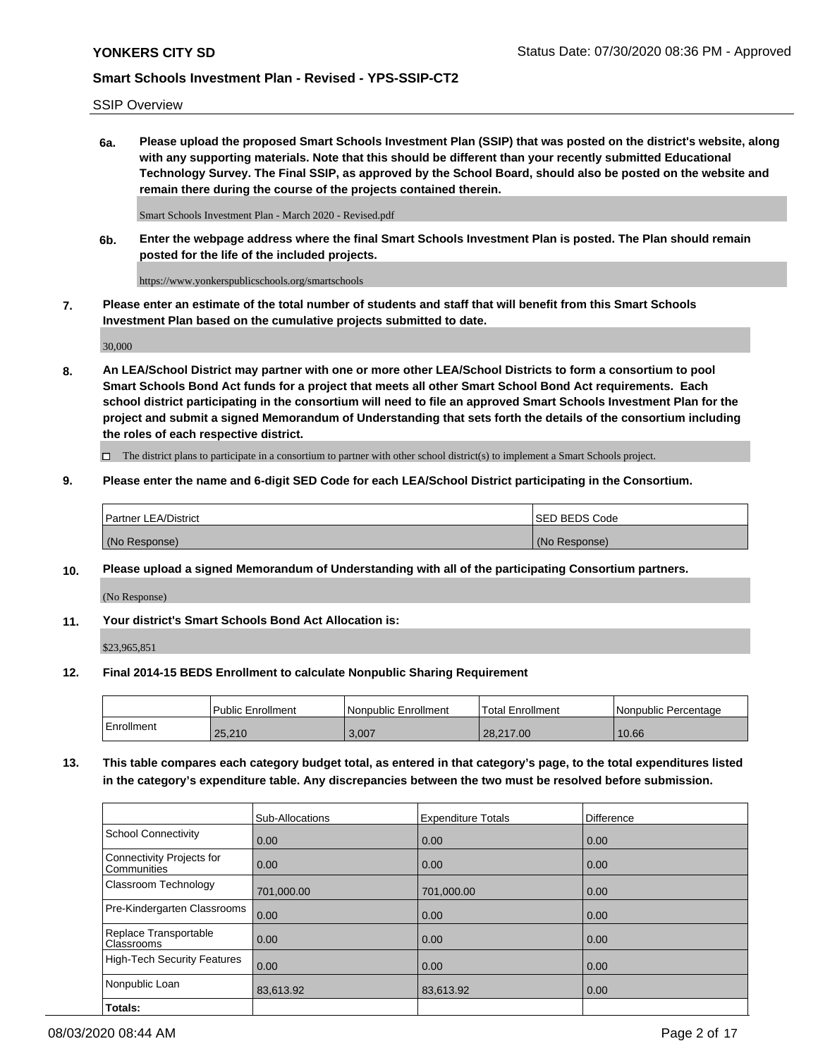SSIP Overview

**6a. Please upload the proposed Smart Schools Investment Plan (SSIP) that was posted on the district's website, along with any supporting materials. Note that this should be different than your recently submitted Educational Technology Survey. The Final SSIP, as approved by the School Board, should also be posted on the website and remain there during the course of the projects contained therein.**

Smart Schools Investment Plan - March 2020 - Revised.pdf

**6b. Enter the webpage address where the final Smart Schools Investment Plan is posted. The Plan should remain posted for the life of the included projects.**

https://www.yonkerspublicschools.org/smartschools

**7. Please enter an estimate of the total number of students and staff that will benefit from this Smart Schools Investment Plan based on the cumulative projects submitted to date.**

30,000

**8. An LEA/School District may partner with one or more other LEA/School Districts to form a consortium to pool Smart Schools Bond Act funds for a project that meets all other Smart School Bond Act requirements. Each school district participating in the consortium will need to file an approved Smart Schools Investment Plan for the project and submit a signed Memorandum of Understanding that sets forth the details of the consortium including the roles of each respective district.**

☐ The district plans to participate in a consortium to partner with other school district(s) to implement a Smart Schools project.

**9. Please enter the name and 6-digit SED Code for each LEA/School District participating in the Consortium.**

| Partner LEA/District | SED BEDS Code |
|---|---|
| (No Response) | (No Response) |

**10. Please upload a signed Memorandum of Understanding with all of the participating Consortium partners.**

(No Response)

**11. Your district's Smart Schools Bond Act Allocation is:**

$23,965,851

**12. Final 2014-15 BEDS Enrollment to calculate Nonpublic Sharing Requirement**

| | Public Enrollment | Nonpublic Enrollment | Total Enrollment | Nonpublic Percentage |
|---|---|---|---|---|
| Enrollment | 25,210 | 3,007 | 28,217.00 | 10.66 |

**13. This table compares each category budget total, as entered in that category's page, to the total expenditures listed in the category's expenditure table. Any discrepancies between the two must be resolved before submission.**

| | Sub-Allocations | Expenditure Totals | Difference |
|---|---|---|---|
| School Connectivity | 0.00 | 0.00 | 0.00 |
| Connectivity Projects for Communities | 0.00 | 0.00 | 0.00 |
| Classroom Technology | 701,000.00 | 701,000.00 | 0.00 |
| Pre-Kindergarten Classrooms | 0.00 | 0.00 | 0.00 |
| Replace Transportable Classrooms | 0.00 | 0.00 | 0.00 |
| High-Tech Security Features | 0.00 | 0.00 | 0.00 |
| Nonpublic Loan | 83,613.92 | 83,613.92 | 0.00 |
| **Totals:** | | | |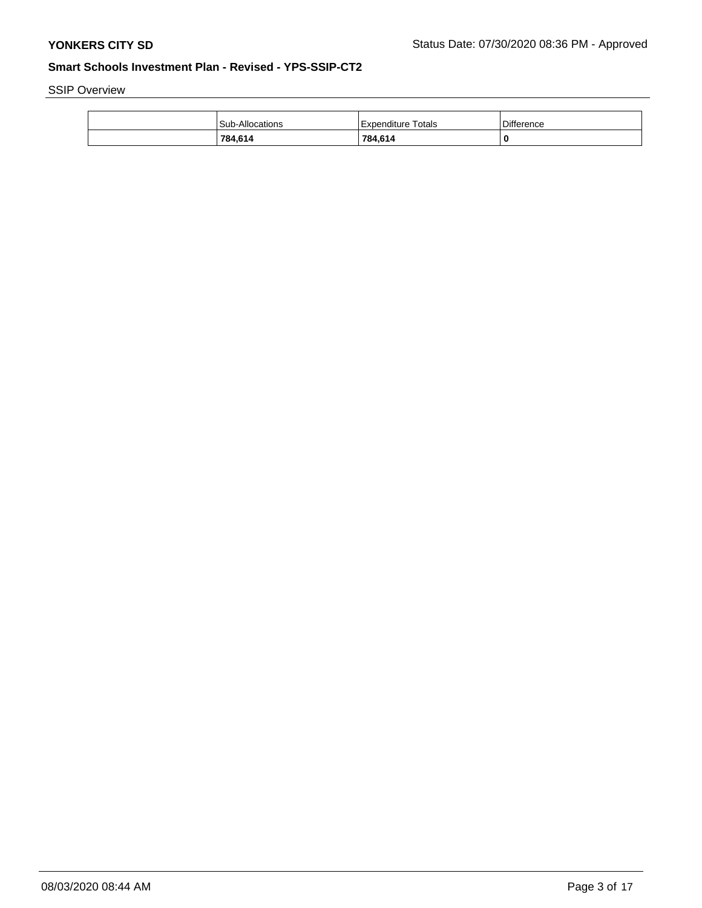SSIP Overview

| | Sub-Allocations | Expenditure Totals | Difference |
|---|---|---|---|
| | **784,614** | **784,614** | **0** |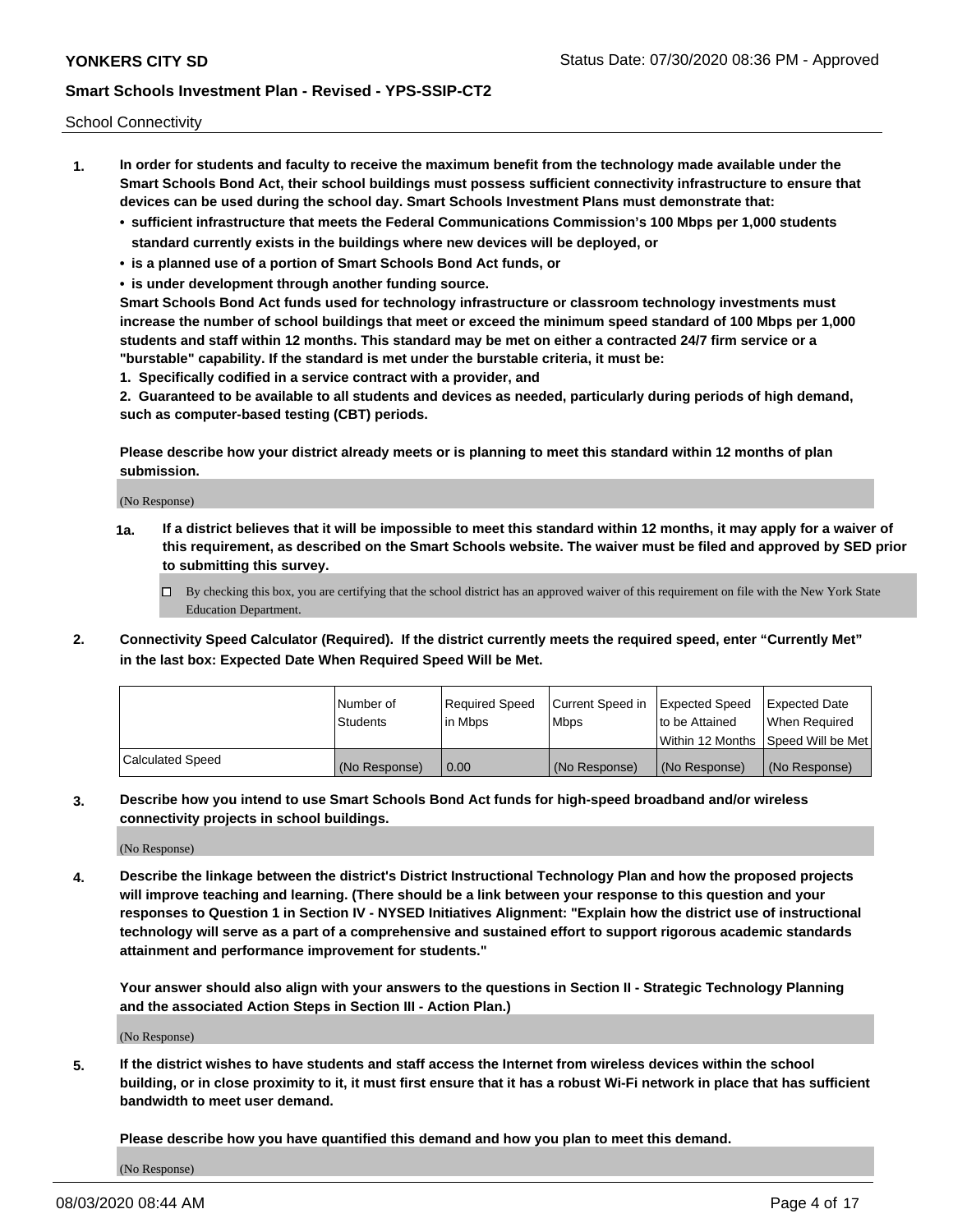School Connectivity

1. **In order for students and faculty to receive the maximum benefit from the technology made available under the Smart Schools Bond Act, their school buildings must possess sufficient connectivity infrastructure to ensure that devices can be used during the school day. Smart Schools Investment Plans must demonstrate that:**
   - **sufficient infrastructure that meets the Federal Communications Commission's 100 Mbps per 1,000 students standard currently exists in the buildings where new devices will be deployed, or**
   - **is a planned use of a portion of Smart Schools Bond Act funds, or**
   - **is under development through another funding source.**

   **Smart Schools Bond Act funds used for technology infrastructure or classroom technology investments must increase the number of school buildings that meet or exceed the minimum speed standard of 100 Mbps per 1,000 students and staff within 12 months. This standard may be met on either a contracted 24/7 firm service or a "burstable" capability. If the standard is met under the burstable criteria, it must be:**

   **1. Specifically codified in a service contract with a provider, and**

   **2. Guaranteed to be available to all students and devices as needed, particularly during periods of high demand, such as computer-based testing (CBT) periods.**

   **Please describe how your district already meets or is planning to meet this standard within 12 months of plan submission.**

   (No Response)

   **1a. If a district believes that it will be impossible to meet this standard within 12 months, it may apply for a waiver of this requirement, as described on the Smart Schools website. The waiver must be filed and approved by SED prior to submitting this survey.**

   ☐ By checking this box, you are certifying that the school district has an approved waiver of this requirement on file with the New York State Education Department.

2. **Connectivity Speed Calculator (Required). If the district currently meets the required speed, enter "Currently Met" in the last box: Expected Date When Required Speed Will be Met.**

| | Number of Students | Required Speed in Mbps | Current Speed in Mbps | Expected Speed to be Attained Within 12 Months | Expected Date When Required Speed Will be Met |
|---|---|---|---|---|---|
| Calculated Speed | (No Response) | 0.00 | (No Response) | (No Response) | (No Response) |

3. **Describe how you intend to use Smart Schools Bond Act funds for high-speed broadband and/or wireless connectivity projects in school buildings.**

   (No Response)

4. **Describe the linkage between the district's District Instructional Technology Plan and how the proposed projects will improve teaching and learning. (There should be a link between your response to this question and your responses to Question 1 in Section IV - NYSED Initiatives Alignment: "Explain how the district use of instructional technology will serve as a part of a comprehensive and sustained effort to support rigorous academic standards attainment and performance improvement for students."**

   **Your answer should also align with your answers to the questions in Section II - Strategic Technology Planning and the associated Action Steps in Section III - Action Plan.)**

   (No Response)

5. **If the district wishes to have students and staff access the Internet from wireless devices within the school building, or in close proximity to it, it must first ensure that it has a robust Wi-Fi network in place that has sufficient bandwidth to meet user demand.**

   **Please describe how you have quantified this demand and how you plan to meet this demand.**

   (No Response)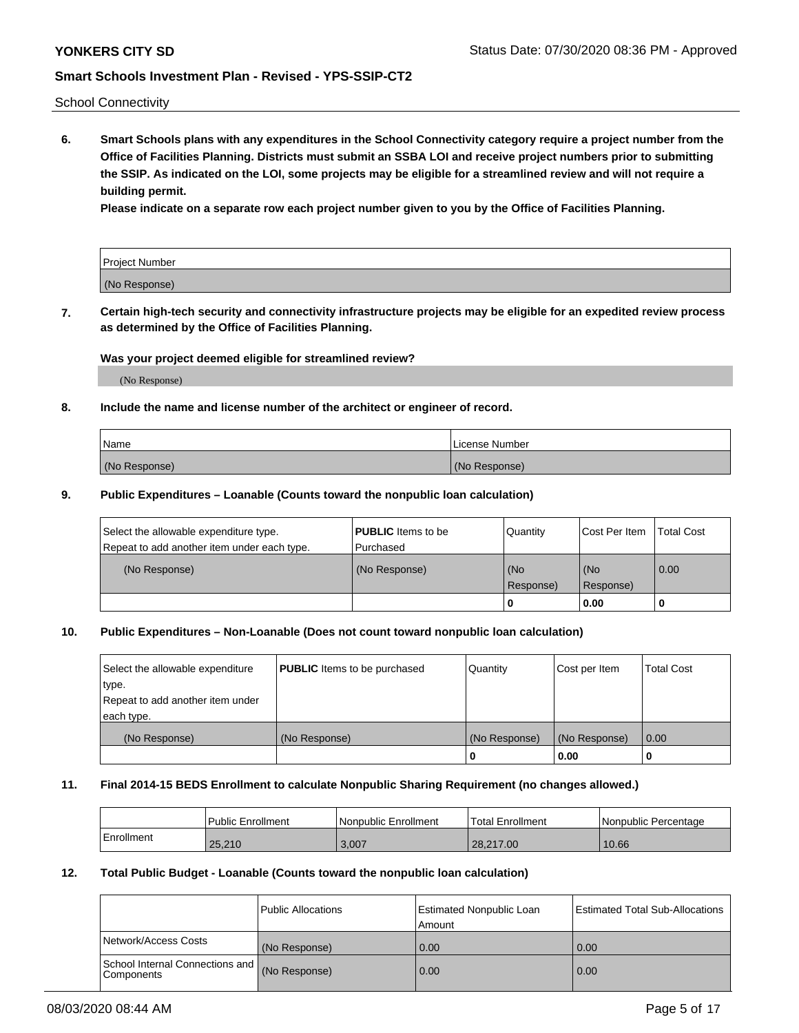School Connectivity

**6. Smart Schools plans with any expenditures in the School Connectivity category require a project number from the Office of Facilities Planning. Districts must submit an SSBA LOI and receive project numbers prior to submitting the SSIP. As indicated on the LOI, some projects may be eligible for a streamlined review and will not require a building permit.**

**Please indicate on a separate row each project number given to you by the Office of Facilities Planning.**

| Project Number |
|---|
| (No Response) |

**7. Certain high-tech security and connectivity infrastructure projects may be eligible for an expedited review process as determined by the Office of Facilities Planning.**

**Was your project deemed eligible for streamlined review?**

(No Response)

**8. Include the name and license number of the architect or engineer of record.**

| Name | License Number |
|---|---|
| (No Response) | (No Response) |

**9. Public Expenditures – Loanable (Counts toward the nonpublic loan calculation)**

| Select the allowable expenditure type. Repeat to add another item under each type. | **PUBLIC** Items to be Purchased | Quantity | Cost Per Item | Total Cost |
|---|---|---|---|---|
| (No Response) | (No Response) | (No Response) | (No Response) | 0.00 |
| | | 0 | 0.00 | 0 |

**10. Public Expenditures – Non-Loanable (Does not count toward nonpublic loan calculation)**

| Select the allowable expenditure type. Repeat to add another item under each type. | **PUBLIC** Items to be purchased | Quantity | Cost per Item | Total Cost |
|---|---|---|---|---|
| (No Response) | (No Response) | (No Response) | (No Response) | 0.00 |
| | | 0 | 0.00 | 0 |

**11. Final 2014-15 BEDS Enrollment to calculate Nonpublic Sharing Requirement (no changes allowed.)**

| | Public Enrollment | Nonpublic Enrollment | Total Enrollment | Nonpublic Percentage |
|---|---|---|---|---|
| Enrollment | 25,210 | 3,007 | 28,217.00 | 10.66 |

**12. Total Public Budget - Loanable (Counts toward the nonpublic loan calculation)**

| | Public Allocations | Estimated Nonpublic Loan Amount | Estimated Total Sub-Allocations |
|---|---|---|---|
| Network/Access Costs | (No Response) | 0.00 | 0.00 |
| School Internal Connections and Components | (No Response) | 0.00 | 0.00 |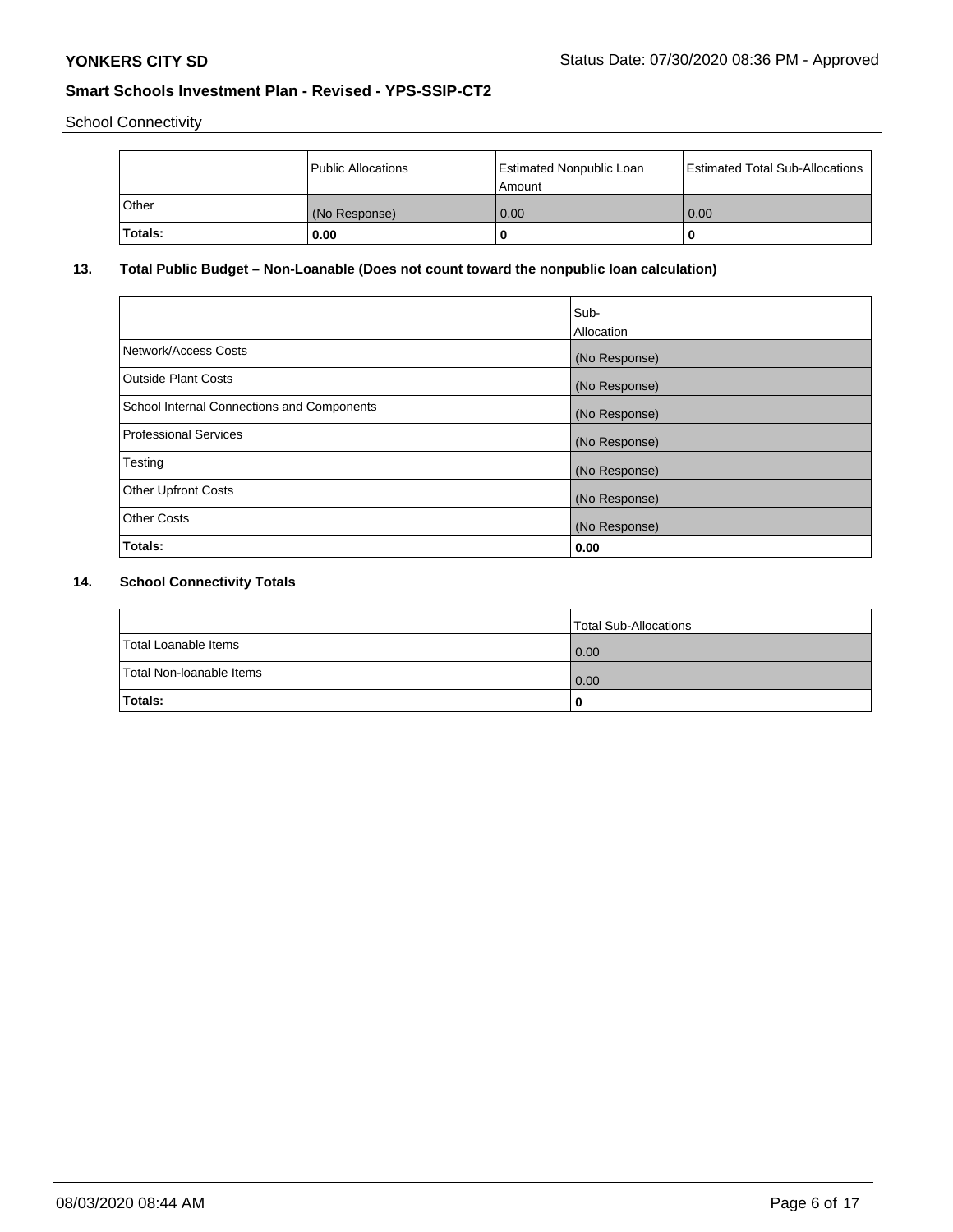School Connectivity

| | Public Allocations | Estimated Nonpublic Loan Amount | Estimated Total Sub-Allocations |
|---|---|---|---|
| Other | (No Response) | 0.00 | 0.00 |
| **Totals:** | **0.00** | **0** | **0** |

## 13. Total Public Budget – Non-Loanable (Does not count toward the nonpublic loan calculation)

| | Sub-Allocation |
|---|---|
| Network/Access Costs | (No Response) |
| Outside Plant Costs | (No Response) |
| School Internal Connections and Components | (No Response) |
| Professional Services | (No Response) |
| Testing | (No Response) |
| Other Upfront Costs | (No Response) |
| Other Costs | (No Response) |
| **Totals:** | **0.00** |

## 14. School Connectivity Totals

| | Total Sub-Allocations |
|---|---|
| Total Loanable Items | 0.00 |
| Total Non-loanable Items | 0.00 |
| **Totals:** | **0** |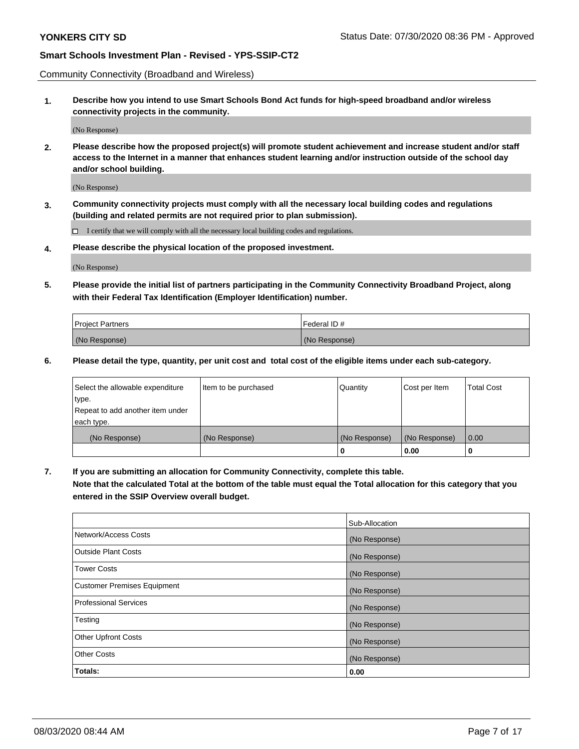Community Connectivity (Broadband and Wireless)

**1. Describe how you intend to use Smart Schools Bond Act funds for high-speed broadband and/or wireless connectivity projects in the community.**

(No Response)

**2. Please describe how the proposed project(s) will promote student achievement and increase student and/or staff access to the Internet in a manner that enhances student learning and/or instruction outside of the school day and/or school building.**

(No Response)

**3. Community connectivity projects must comply with all the necessary local building codes and regulations (building and related permits are not required prior to plan submission).**

☐ I certify that we will comply with all the necessary local building codes and regulations.

**4. Please describe the physical location of the proposed investment.**

(No Response)

**5. Please provide the initial list of partners participating in the Community Connectivity Broadband Project, along with their Federal Tax Identification (Employer Identification) number.**

| Project Partners | Federal ID # |
| --- | --- |
| (No Response) | (No Response) |

**6. Please detail the type, quantity, per unit cost and total cost of the eligible items under each sub-category.**

| Select the allowable expenditure type. Repeat to add another item under each type. | Item to be purchased | Quantity | Cost per Item | Total Cost |
| --- | --- | --- | --- | --- |
| (No Response) | (No Response) | (No Response) | (No Response) | 0.00 |
| | | 0 | 0.00 | 0 |

**7. If you are submitting an allocation for Community Connectivity, complete this table. Note that the calculated Total at the bottom of the table must equal the Total allocation for this category that you entered in the SSIP Overview overall budget.**

| | Sub-Allocation |
| --- | --- |
| Network/Access Costs | (No Response) |
| Outside Plant Costs | (No Response) |
| Tower Costs | (No Response) |
| Customer Premises Equipment | (No Response) |
| Professional Services | (No Response) |
| Testing | (No Response) |
| Other Upfront Costs | (No Response) |
| Other Costs | (No Response) |
| **Totals:** | **0.00** |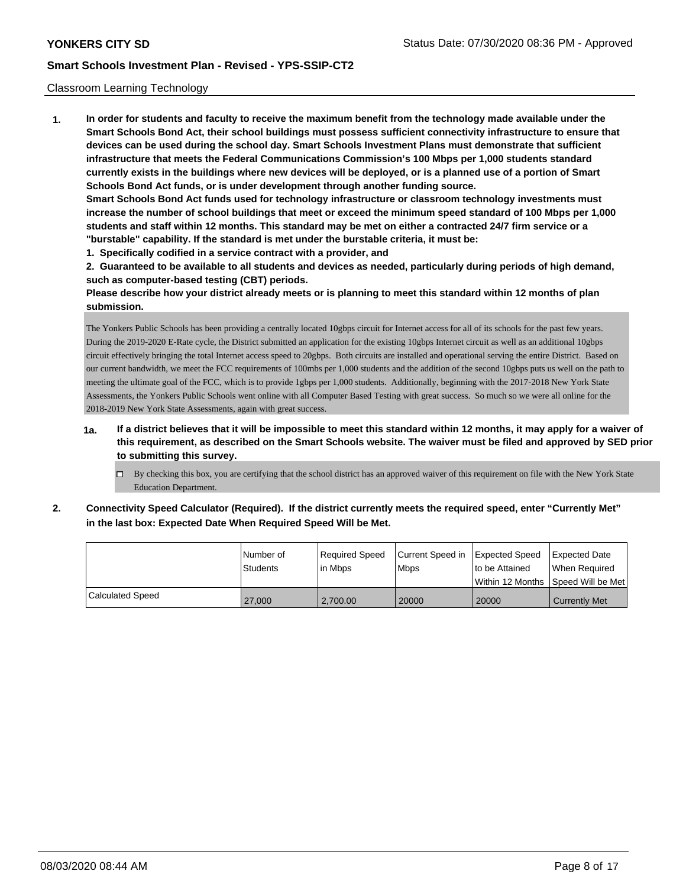## Classroom Learning Technology

**1. In order for students and faculty to receive the maximum benefit from the technology made available under the Smart Schools Bond Act, their school buildings must possess sufficient connectivity infrastructure to ensure that devices can be used during the school day. Smart Schools Investment Plans must demonstrate that sufficient infrastructure that meets the Federal Communications Commission's 100 Mbps per 1,000 students standard currently exists in the buildings where new devices will be deployed, or is a planned use of a portion of Smart Schools Bond Act funds, or is under development through another funding source.**

**Smart Schools Bond Act funds used for technology infrastructure or classroom technology investments must increase the number of school buildings that meet or exceed the minimum speed standard of 100 Mbps per 1,000 students and staff within 12 months. This standard may be met on either a contracted 24/7 firm service or a "burstable" capability. If the standard is met under the burstable criteria, it must be:**

**1. Specifically codified in a service contract with a provider, and**

**2. Guaranteed to be available to all students and devices as needed, particularly during periods of high demand, such as computer-based testing (CBT) periods.**

**Please describe how your district already meets or is planning to meet this standard within 12 months of plan submission.**

The Yonkers Public Schools has been providing a centrally located 10gbps circuit for Internet access for all of its schools for the past few years. During the 2019-2020 E-Rate cycle, the District submitted an application for the existing 10gbps Internet circuit as well as an additional 10gbps circuit effectively bringing the total Internet access speed to 20gbps. Both circuits are installed and operational serving the entire District. Based on our current bandwidth, we meet the FCC requirements of 100mbs per 1,000 students and the addition of the second 10gbps puts us well on the path to meeting the ultimate goal of the FCC, which is to provide 1gbps per 1,000 students. Additionally, beginning with the 2017-2018 New York State Assessments, the Yonkers Public Schools went online with all Computer Based Testing with great success. So much so we were all online for the 2018-2019 New York State Assessments, again with great success.

**1a. If a district believes that it will be impossible to meet this standard within 12 months, it may apply for a waiver of this requirement, as described on the Smart Schools website. The waiver must be filed and approved by SED prior to submitting this survey.**

☐ By checking this box, you are certifying that the school district has an approved waiver of this requirement on file with the New York State Education Department.

**2. Connectivity Speed Calculator (Required). If the district currently meets the required speed, enter "Currently Met" in the last box: Expected Date When Required Speed Will be Met.**

| | Number of Students | Required Speed in Mbps | Current Speed in Mbps | Expected Speed to be Attained Within 12 Months | Expected Date When Required Speed Will be Met |
|---|---|---|---|---|---|
| Calculated Speed | 27,000 | 2,700.00 | 20000 | 20000 | Currently Met |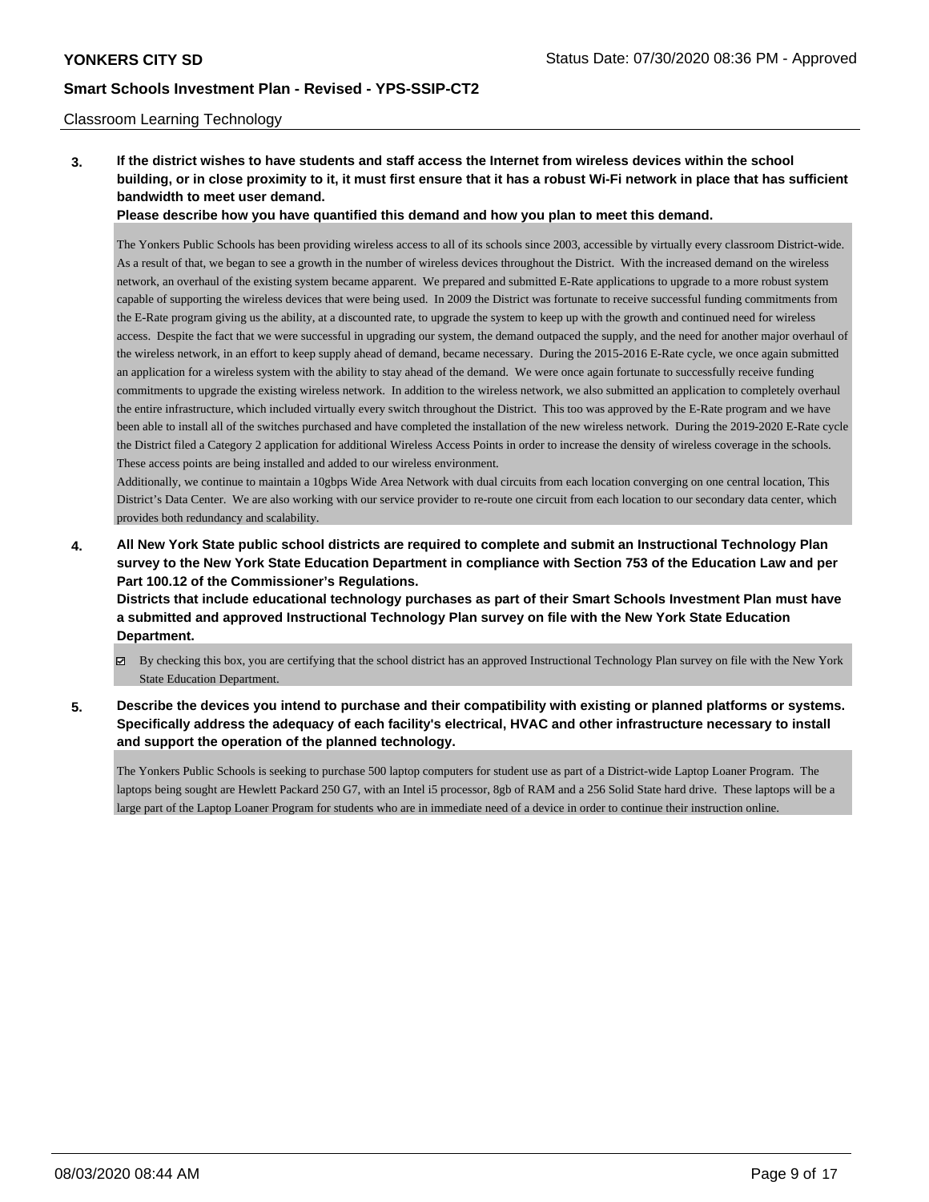Classroom Learning Technology

**3. If the district wishes to have students and staff access the Internet from wireless devices within the school building, or in close proximity to it, it must first ensure that it has a robust Wi-Fi network in place that has sufficient bandwidth to meet user demand.**

**Please describe how you have quantified this demand and how you plan to meet this demand.**

The Yonkers Public Schools has been providing wireless access to all of its schools since 2003, accessible by virtually every classroom District-wide. As a result of that, we began to see a growth in the number of wireless devices throughout the District. With the increased demand on the wireless network, an overhaul of the existing system became apparent. We prepared and submitted E-Rate applications to upgrade to a more robust system capable of supporting the wireless devices that were being used. In 2009 the District was fortunate to receive successful funding commitments from the E-Rate program giving us the ability, at a discounted rate, to upgrade the system to keep up with the growth and continued need for wireless access. Despite the fact that we were successful in upgrading our system, the demand outpaced the supply, and the need for another major overhaul of the wireless network, in an effort to keep supply ahead of demand, became necessary. During the 2015-2016 E-Rate cycle, we once again submitted an application for a wireless system with the ability to stay ahead of the demand. We were once again fortunate to successfully receive funding commitments to upgrade the existing wireless network. In addition to the wireless network, we also submitted an application to completely overhaul the entire infrastructure, which included virtually every switch throughout the District. This too was approved by the E-Rate program and we have been able to install all of the switches purchased and have completed the installation of the new wireless network. During the 2019-2020 E-Rate cycle the District filed a Category 2 application for additional Wireless Access Points in order to increase the density of wireless coverage in the schools. These access points are being installed and added to our wireless environment.

Additionally, we continue to maintain a 10gbps Wide Area Network with dual circuits from each location converging on one central location, This District's Data Center. We are also working with our service provider to re-route one circuit from each location to our secondary data center, which provides both redundancy and scalability.

**4. All New York State public school districts are required to complete and submit an Instructional Technology Plan survey to the New York State Education Department in compliance with Section 753 of the Education Law and per Part 100.12 of the Commissioner's Regulations.**

**Districts that include educational technology purchases as part of their Smart Schools Investment Plan must have a submitted and approved Instructional Technology Plan survey on file with the New York State Education Department.**

- [x] By checking this box, you are certifying that the school district has an approved Instructional Technology Plan survey on file with the New York State Education Department.

**5. Describe the devices you intend to purchase and their compatibility with existing or planned platforms or systems. Specifically address the adequacy of each facility's electrical, HVAC and other infrastructure necessary to install and support the operation of the planned technology.**

The Yonkers Public Schools is seeking to purchase 500 laptop computers for student use as part of a District-wide Laptop Loaner Program. The laptops being sought are Hewlett Packard 250 G7, with an Intel i5 processor, 8gb of RAM and a 256 Solid State hard drive. These laptops will be a large part of the Laptop Loaner Program for students who are in immediate need of a device in order to continue their instruction online.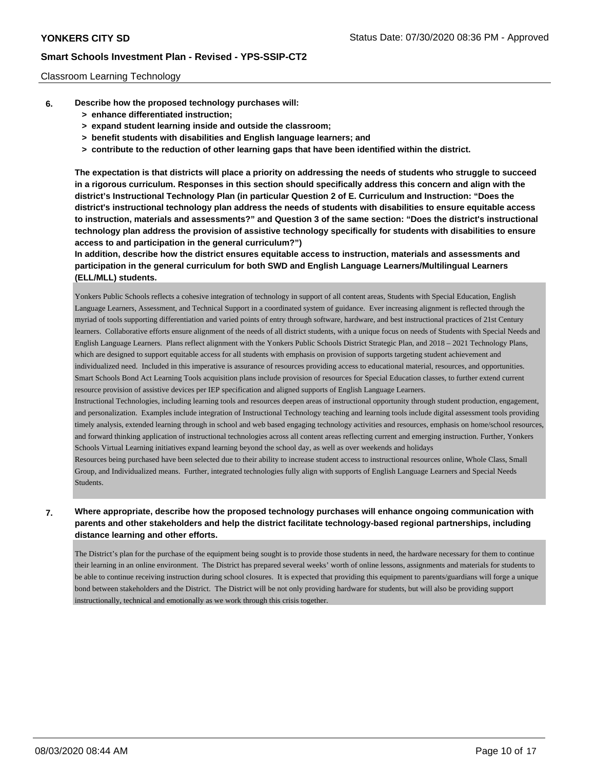Classroom Learning Technology

**6. Describe how the proposed technology purchases will:**

> **> enhance differentiated instruction;**
> **> expand student learning inside and outside the classroom;**
> **> benefit students with disabilities and English language learners; and**
> **> contribute to the reduction of other learning gaps that have been identified within the district.**

**The expectation is that districts will place a priority on addressing the needs of students who struggle to succeed in a rigorous curriculum. Responses in this section should specifically address this concern and align with the district's Instructional Technology Plan (in particular Question 2 of E. Curriculum and Instruction: "Does the district's instructional technology plan address the needs of students with disabilities to ensure equitable access to instruction, materials and assessments?" and Question 3 of the same section: "Does the district's instructional technology plan address the provision of assistive technology specifically for students with disabilities to ensure access to and participation in the general curriculum?")**

**In addition, describe how the district ensures equitable access to instruction, materials and assessments and participation in the general curriculum for both SWD and English Language Learners/Multilingual Learners (ELL/MLL) students.**

Yonkers Public Schools reflects a cohesive integration of technology in support of all content areas, Students with Special Education, English Language Learners, Assessment, and Technical Support in a coordinated system of guidance. Ever increasing alignment is reflected through the myriad of tools supporting differentiation and varied points of entry through software, hardware, and best instructional practices of 21st Century learners. Collaborative efforts ensure alignment of the needs of all district students, with a unique focus on needs of Students with Special Needs and English Language Learners. Plans reflect alignment with the Yonkers Public Schools District Strategic Plan, and 2018 – 2021 Technology Plans, which are designed to support equitable access for all students with emphasis on provision of supports targeting student achievement and individualized need. Included in this imperative is assurance of resources providing access to educational material, resources, and opportunities. Smart Schools Bond Act Learning Tools acquisition plans include provision of resources for Special Education classes, to further extend current resource provision of assistive devices per IEP specification and aligned supports of English Language Learners.

Instructional Technologies, including learning tools and resources deepen areas of instructional opportunity through student production, engagement, and personalization. Examples include integration of Instructional Technology teaching and learning tools include digital assessment tools providing timely analysis, extended learning through in school and web based engaging technology activities and resources, emphasis on home/school resources, and forward thinking application of instructional technologies across all content areas reflecting current and emerging instruction. Further, Yonkers Schools Virtual Learning initiatives expand learning beyond the school day, as well as over weekends and holidays

Resources being purchased have been selected due to their ability to increase student access to instructional resources online, Whole Class, Small Group, and Individualized means. Further, integrated technologies fully align with supports of English Language Learners and Special Needs Students.

**7. Where appropriate, describe how the proposed technology purchases will enhance ongoing communication with parents and other stakeholders and help the district facilitate technology-based regional partnerships, including distance learning and other efforts.**

The District's plan for the purchase of the equipment being sought is to provide those students in need, the hardware necessary for them to continue their learning in an online environment. The District has prepared several weeks' worth of online lessons, assignments and materials for students to be able to continue receiving instruction during school closures. It is expected that providing this equipment to parents/guardians will forge a unique bond between stakeholders and the District. The District will be not only providing hardware for students, but will also be providing support instructionally, technical and emotionally as we work through this crisis together.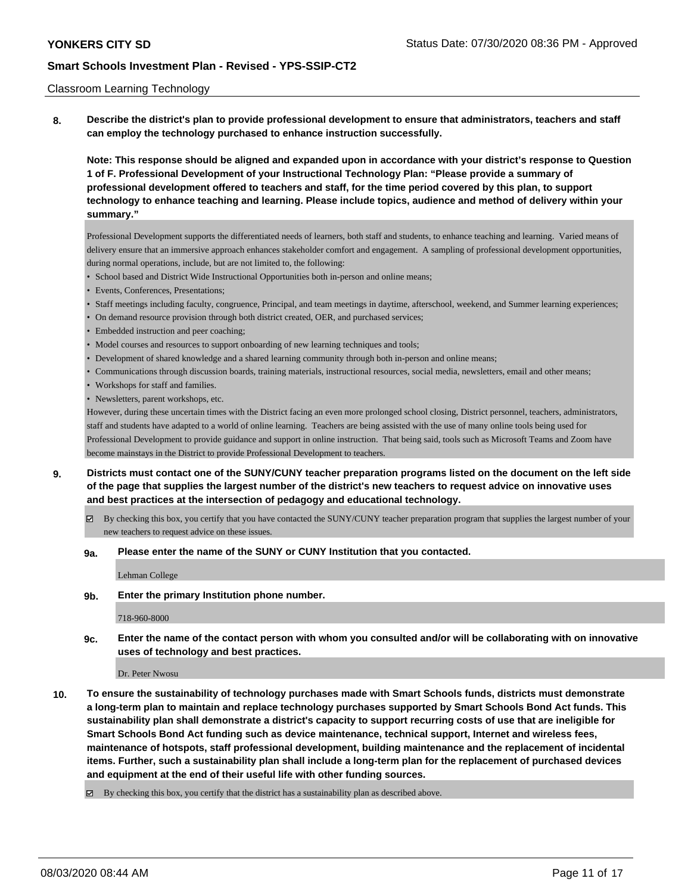Classroom Learning Technology

**8. Describe the district's plan to provide professional development to ensure that administrators, teachers and staff can employ the technology purchased to enhance instruction successfully.**

**Note: This response should be aligned and expanded upon in accordance with your district's response to Question 1 of F. Professional Development of your Instructional Technology Plan: "Please provide a summary of professional development offered to teachers and staff, for the time period covered by this plan, to support technology to enhance teaching and learning. Please include topics, audience and method of delivery within your summary."**

Professional Development supports the differentiated needs of learners, both staff and students, to enhance teaching and learning. Varied means of delivery ensure that an immersive approach enhances stakeholder comfort and engagement. A sampling of professional development opportunities, during normal operations, include, but are not limited to, the following:

- School based and District Wide Instructional Opportunities both in-person and online means;
- Events, Conferences, Presentations;
- Staff meetings including faculty, congruence, Principal, and team meetings in daytime, afterschool, weekend, and Summer learning experiences;
- On demand resource provision through both district created, OER, and purchased services;
- Embedded instruction and peer coaching;
- Model courses and resources to support onboarding of new learning techniques and tools;
- Development of shared knowledge and a shared learning community through both in-person and online means;
- Communications through discussion boards, training materials, instructional resources, social media, newsletters, email and other means;
- Workshops for staff and families.
- Newsletters, parent workshops, etc.

However, during these uncertain times with the District facing an even more prolonged school closing, District personnel, teachers, administrators, staff and students have adapted to a world of online learning. Teachers are being assisted with the use of many online tools being used for Professional Development to provide guidance and support in online instruction. That being said, tools such as Microsoft Teams and Zoom have become mainstays in the District to provide Professional Development to teachers.

**9. Districts must contact one of the SUNY/CUNY teacher preparation programs listed on the document on the left side of the page that supplies the largest number of the district's new teachers to request advice on innovative uses and best practices at the intersection of pedagogy and educational technology.**

☑ By checking this box, you certify that you have contacted the SUNY/CUNY teacher preparation program that supplies the largest number of your new teachers to request advice on these issues.

**9a. Please enter the name of the SUNY or CUNY Institution that you contacted.**

Lehman College

**9b. Enter the primary Institution phone number.**

718-960-8000

**9c. Enter the name of the contact person with whom you consulted and/or will be collaborating with on innovative uses of technology and best practices.**

Dr. Peter Nwosu

**10. To ensure the sustainability of technology purchases made with Smart Schools funds, districts must demonstrate a long-term plan to maintain and replace technology purchases supported by Smart Schools Bond Act funds. This sustainability plan shall demonstrate a district's capacity to support recurring costs of use that are ineligible for Smart Schools Bond Act funding such as device maintenance, technical support, Internet and wireless fees, maintenance of hotspots, staff professional development, building maintenance and the replacement of incidental items. Further, such a sustainability plan shall include a long-term plan for the replacement of purchased devices and equipment at the end of their useful life with other funding sources.**

☑ By checking this box, you certify that the district has a sustainability plan as described above.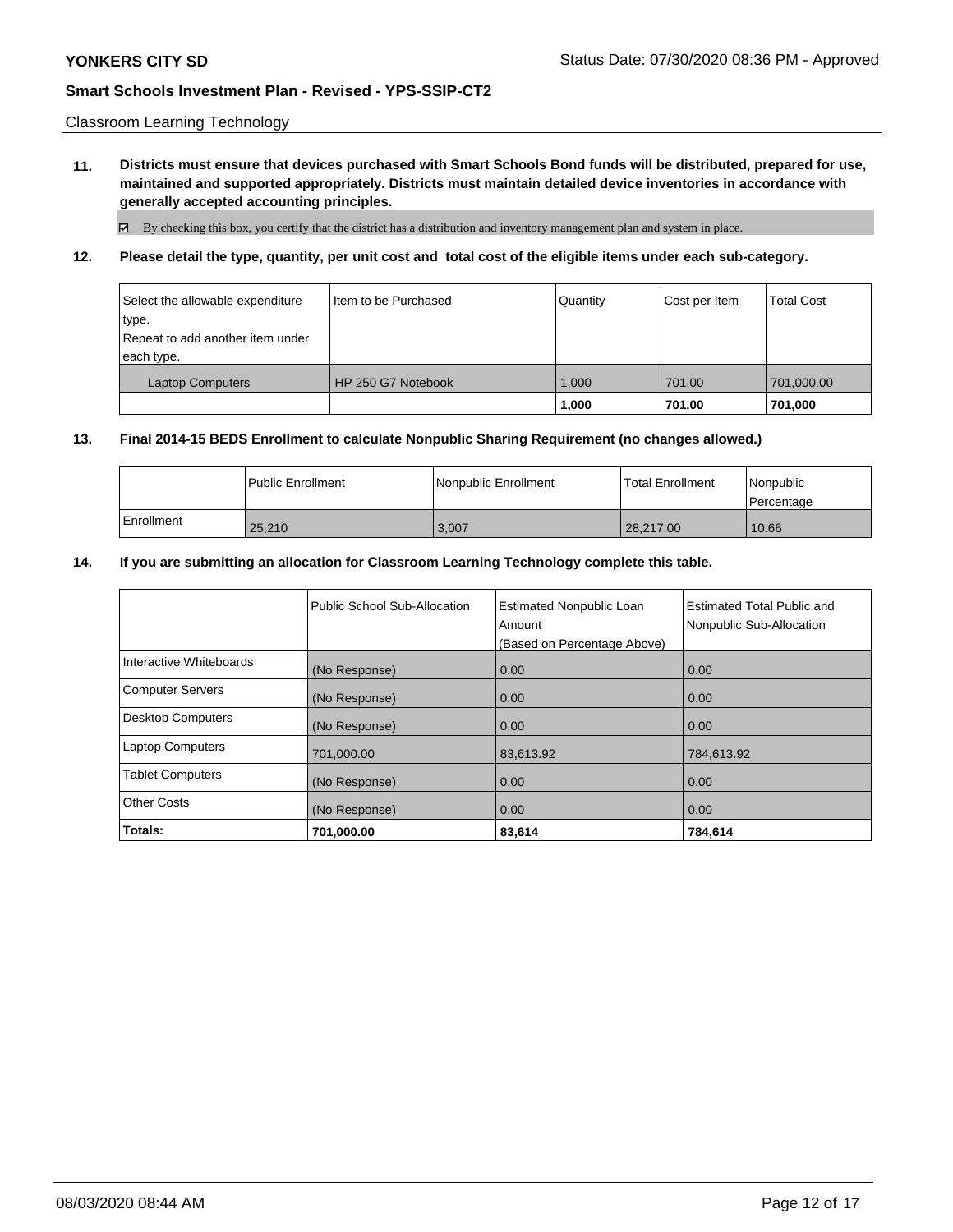Classroom Learning Technology

**11. Districts must ensure that devices purchased with Smart Schools Bond funds will be distributed, prepared for use, maintained and supported appropriately. Districts must maintain detailed device inventories in accordance with generally accepted accounting principles.**

☑ By checking this box, you certify that the district has a distribution and inventory management plan and system in place.

**12. Please detail the type, quantity, per unit cost and total cost of the eligible items under each sub-category.**

| Select the allowable expenditure type. Repeat to add another item under each type. | Item to be Purchased | Quantity | Cost per Item | Total Cost |
|---|---|---|---|---|
| Laptop Computers | HP 250 G7 Notebook | 1,000 | 701.00 | 701,000.00 |
| | | **1,000** | **701.00** | **701,000** |

**13. Final 2014-15 BEDS Enrollment to calculate Nonpublic Sharing Requirement (no changes allowed.)**

| | Public Enrollment | Nonpublic Enrollment | Total Enrollment | Nonpublic Percentage |
|---|---|---|---|---|
| Enrollment | 25,210 | 3,007 | 28,217.00 | 10.66 |

**14. If you are submitting an allocation for Classroom Learning Technology complete this table.**

| | Public School Sub-Allocation | Estimated Nonpublic Loan Amount (Based on Percentage Above) | Estimated Total Public and Nonpublic Sub-Allocation |
|---|---|---|---|
| Interactive Whiteboards | (No Response) | 0.00 | 0.00 |
| Computer Servers | (No Response) | 0.00 | 0.00 |
| Desktop Computers | (No Response) | 0.00 | 0.00 |
| Laptop Computers | 701,000.00 | 83,613.92 | 784,613.92 |
| Tablet Computers | (No Response) | 0.00 | 0.00 |
| Other Costs | (No Response) | 0.00 | 0.00 |
| **Totals:** | **701,000.00** | **83,614** | **784,614** |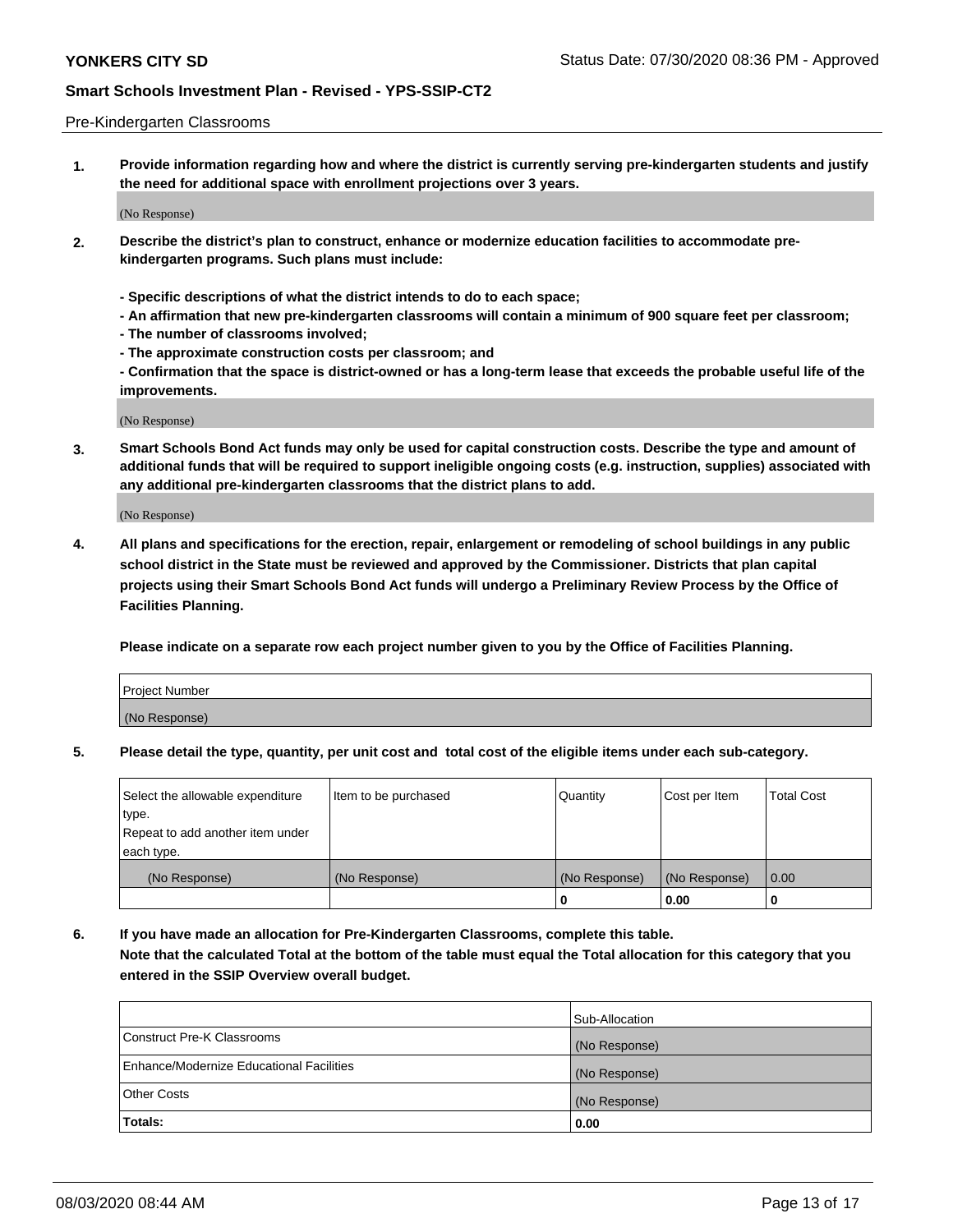Pre-Kindergarten Classrooms

**1. Provide information regarding how and where the district is currently serving pre-kindergarten students and justify the need for additional space with enrollment projections over 3 years.**

(No Response)

**2. Describe the district's plan to construct, enhance or modernize education facilities to accommodate pre-kindergarten programs. Such plans must include:**

**- Specific descriptions of what the district intends to do to each space;**
**- An affirmation that new pre-kindergarten classrooms will contain a minimum of 900 square feet per classroom;**
**- The number of classrooms involved;**
**- The approximate construction costs per classroom; and**
**- Confirmation that the space is district-owned or has a long-term lease that exceeds the probable useful life of the improvements.**

(No Response)

**3. Smart Schools Bond Act funds may only be used for capital construction costs. Describe the type and amount of additional funds that will be required to support ineligible ongoing costs (e.g. instruction, supplies) associated with any additional pre-kindergarten classrooms that the district plans to add.**

(No Response)

**4. All plans and specifications for the erection, repair, enlargement or remodeling of school buildings in any public school district in the State must be reviewed and approved by the Commissioner. Districts that plan capital projects using their Smart Schools Bond Act funds will undergo a Preliminary Review Process by the Office of Facilities Planning.**

**Please indicate on a separate row each project number given to you by the Office of Facilities Planning.**

| Project Number |
|---|
| (No Response) |

**5. Please detail the type, quantity, per unit cost and total cost of the eligible items under each sub-category.**

| Select the allowable expenditure type. Repeat to add another item under each type. | Item to be purchased | Quantity | Cost per Item | Total Cost |
|---|---|---|---|---|
| (No Response) | (No Response) | (No Response) | (No Response) | 0.00 |
| | | 0 | 0.00 | 0 |

**6. If you have made an allocation for Pre-Kindergarten Classrooms, complete this table. Note that the calculated Total at the bottom of the table must equal the Total allocation for this category that you entered in the SSIP Overview overall budget.**

| | Sub-Allocation |
|---|---|
| Construct Pre-K Classrooms | (No Response) |
| Enhance/Modernize Educational Facilities | (No Response) |
| Other Costs | (No Response) |
| **Totals:** | **0.00** |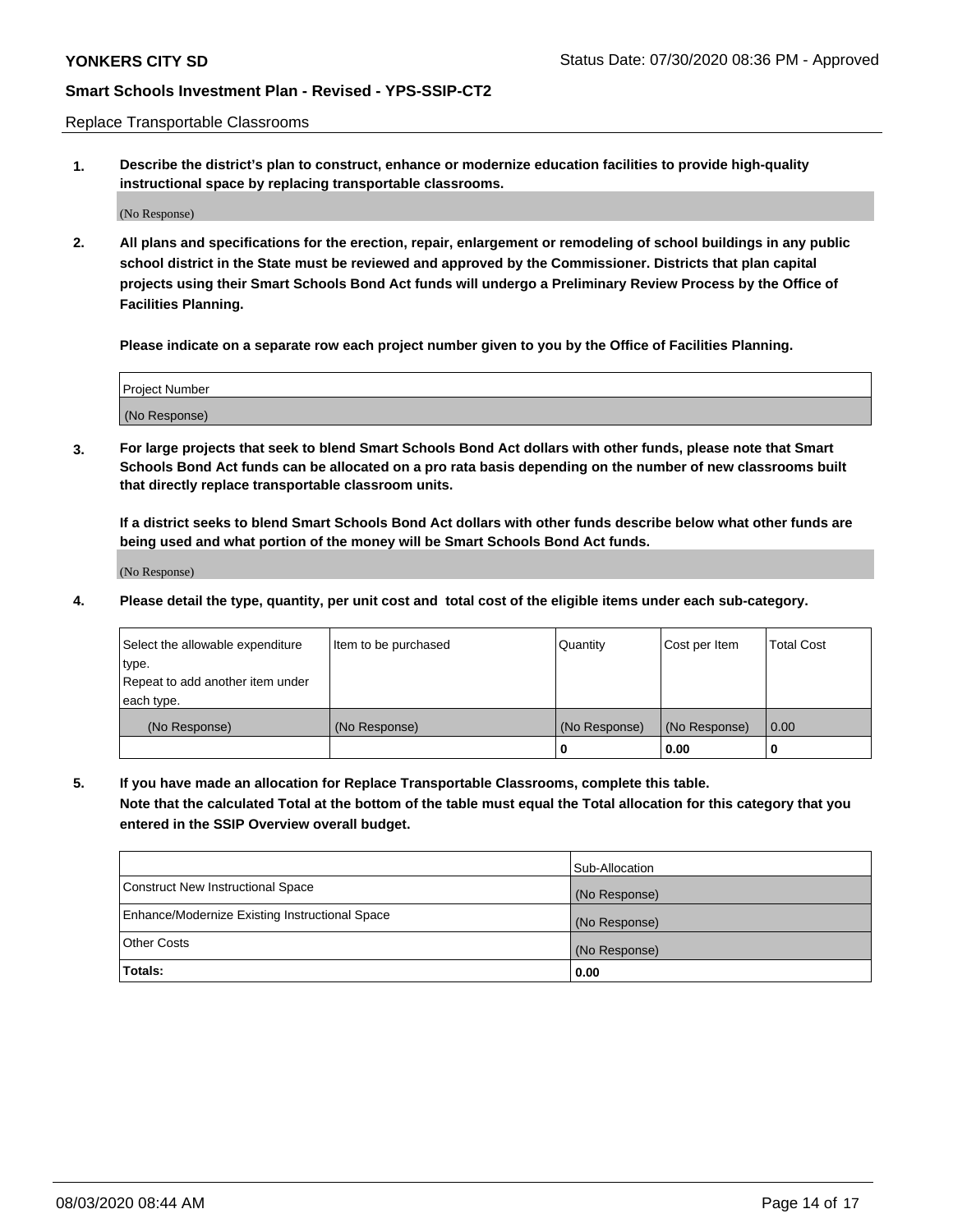Replace Transportable Classrooms

1. **Describe the district's plan to construct, enhance or modernize education facilities to provide high-quality instructional space by replacing transportable classrooms.**

(No Response)

2. **All plans and specifications for the erection, repair, enlargement or remodeling of school buildings in any public school district in the State must be reviewed and approved by the Commissioner. Districts that plan capital projects using their Smart Schools Bond Act funds will undergo a Preliminary Review Process by the Office of Facilities Planning.**

**Please indicate on a separate row each project number given to you by the Office of Facilities Planning.**

| Project Number |
| --- |
| (No Response) |

3. **For large projects that seek to blend Smart Schools Bond Act dollars with other funds, please note that Smart Schools Bond Act funds can be allocated on a pro rata basis depending on the number of new classrooms built that directly replace transportable classroom units.**

**If a district seeks to blend Smart Schools Bond Act dollars with other funds describe below what other funds are being used and what portion of the money will be Smart Schools Bond Act funds.**

(No Response)

4. **Please detail the type, quantity, per unit cost and total cost of the eligible items under each sub-category.**

| Select the allowable expenditure type. Repeat to add another item under each type. | Item to be purchased | Quantity | Cost per Item | Total Cost |
| --- | --- | --- | --- | --- |
| (No Response) | (No Response) | (No Response) | (No Response) | 0.00 |
| | | 0 | 0.00 | 0 |

5. **If you have made an allocation for Replace Transportable Classrooms, complete this table. Note that the calculated Total at the bottom of the table must equal the Total allocation for this category that you entered in the SSIP Overview overall budget.**

| | Sub-Allocation |
| --- | --- |
| Construct New Instructional Space | (No Response) |
| Enhance/Modernize Existing Instructional Space | (No Response) |
| Other Costs | (No Response) |
| **Totals:** | **0.00** |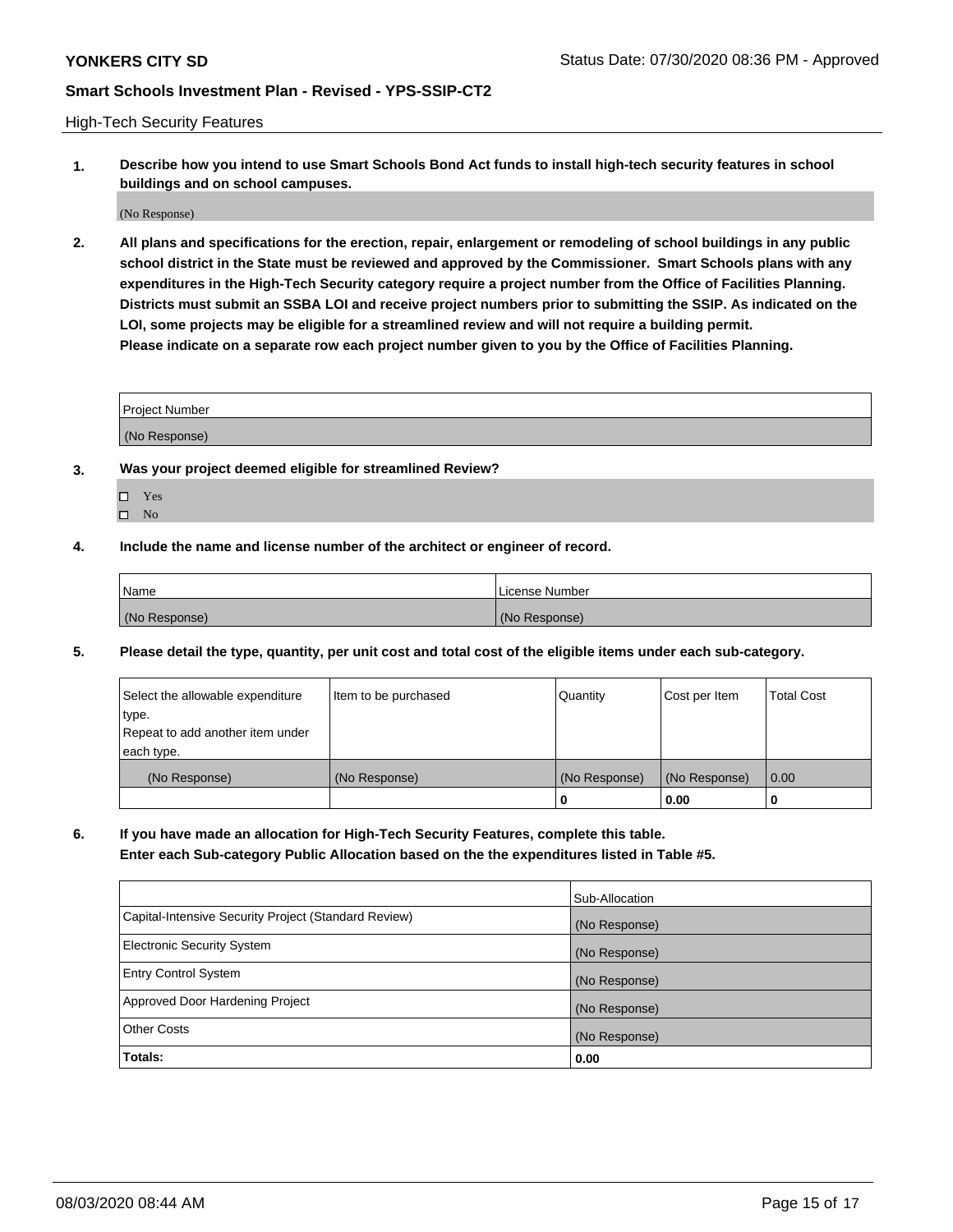High-Tech Security Features

**1. Describe how you intend to use Smart Schools Bond Act funds to install high-tech security features in school buildings and on school campuses.**

(No Response)

**2. All plans and specifications for the erection, repair, enlargement or remodeling of school buildings in any public school district in the State must be reviewed and approved by the Commissioner. Smart Schools plans with any expenditures in the High-Tech Security category require a project number from the Office of Facilities Planning. Districts must submit an SSBA LOI and receive project numbers prior to submitting the SSIP. As indicated on the LOI, some projects may be eligible for a streamlined review and will not require a building permit. Please indicate on a separate row each project number given to you by the Office of Facilities Planning.**

| Project Number |
|---|
| (No Response) |

**3. Was your project deemed eligible for streamlined Review?**

- ☐ Yes
- ☐ No

**4. Include the name and license number of the architect or engineer of record.**

| Name | License Number |
|---|---|
| (No Response) | (No Response) |

**5. Please detail the type, quantity, per unit cost and total cost of the eligible items under each sub-category.**

| Select the allowable expenditure type. Repeat to add another item under each type. | Item to be purchased | Quantity | Cost per Item | Total Cost |
|---|---|---|---|---|
| (No Response) | (No Response) | (No Response) | (No Response) | 0.00 |
| | | 0 | 0.00 | 0 |

**6. If you have made an allocation for High-Tech Security Features, complete this table. Enter each Sub-category Public Allocation based on the the expenditures listed in Table #5.**

| | Sub-Allocation |
|---|---|
| Capital-Intensive Security Project (Standard Review) | (No Response) |
| Electronic Security System | (No Response) |
| Entry Control System | (No Response) |
| Approved Door Hardening Project | (No Response) |
| Other Costs | (No Response) |
| **Totals:** | **0.00** |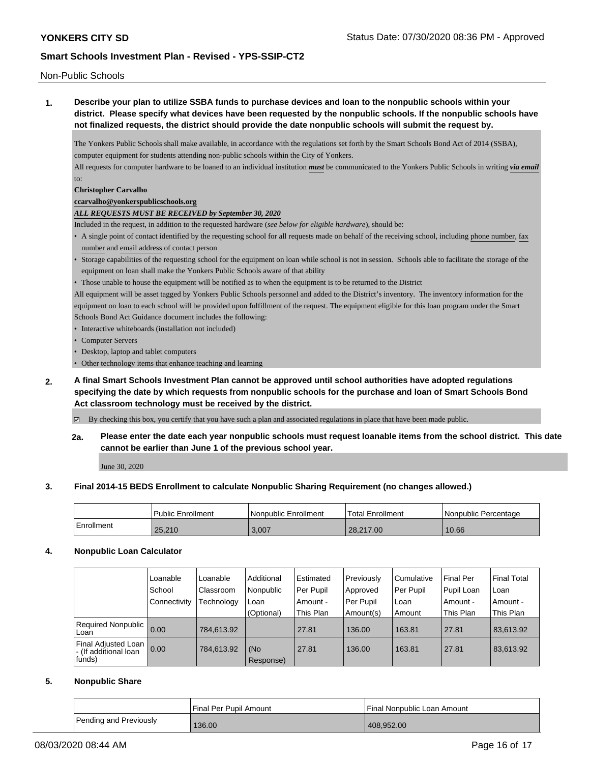Non-Public Schools

**1. Describe your plan to utilize SSBA funds to purchase devices and loan to the nonpublic schools within your district. Please specify what devices have been requested by the nonpublic schools. If the nonpublic schools have not finalized requests, the district should provide the date nonpublic schools will submit the request by.**

The Yonkers Public Schools shall make available, in accordance with the regulations set forth by the Smart Schools Bond Act of 2014 (SSBA), computer equipment for students attending non-public schools within the City of Yonkers.

All requests for computer hardware to be loaned to an individual institution ***must*** be communicated to the Yonkers Public Schools in writing ***via email*** to:

**Christopher Carvalho**

**ccarvalho@yonkerspublicschools.org**

***ALL REQUESTS MUST BE RECEIVED by September 30, 2020***

Included in the request, in addition to the requested hardware (*see below for eligible hardware*), should be:

- A single point of contact identified by the requesting school for all requests made on behalf of the receiving school, including phone number, fax number and email address of contact person
- Storage capabilities of the requesting school for the equipment on loan while school is not in session. Schools able to facilitate the storage of the equipment on loan shall make the Yonkers Public Schools aware of that ability
- Those unable to house the equipment will be notified as to when the equipment is to be returned to the District

All equipment will be asset tagged by Yonkers Public Schools personnel and added to the District's inventory. The inventory information for the equipment on loan to each school will be provided upon fulfillment of the request. The equipment eligible for this loan program under the Smart Schools Bond Act Guidance document includes the following:

- Interactive whiteboards (installation not included)
- Computer Servers
- Desktop, laptop and tablet computers
- Other technology items that enhance teaching and learning

**2. A final Smart Schools Investment Plan cannot be approved until school authorities have adopted regulations specifying the date by which requests from nonpublic schools for the purchase and loan of Smart Schools Bond Act classroom technology must be received by the district.**

☑ By checking this box, you certify that you have such a plan and associated regulations in place that have been made public.

**2a. Please enter the date each year nonpublic schools must request loanable items from the school district. This date cannot be earlier than June 1 of the previous school year.**

June 30, 2020

**3. Final 2014-15 BEDS Enrollment to calculate Nonpublic Sharing Requirement (no changes allowed.)**

| | Public Enrollment | Nonpublic Enrollment | Total Enrollment | Nonpublic Percentage |
|---|---|---|---|---|
| Enrollment | 25,210 | 3,007 | 28,217.00 | 10.66 |

**4. Nonpublic Loan Calculator**

| | Loanable School Connectivity | Loanable Classroom Technology | Additional Nonpublic Loan (Optional) | Estimated Per Pupil Amount - This Plan | Previously Approved Per Pupil Amount(s) | Cumulative Per Pupil Loan Amount | Final Per Pupil Loan Amount - This Plan | Final Total Loan Amount - This Plan |
|---|---|---|---|---|---|---|---|---|
| Required Nonpublic Loan | 0.00 | 784,613.92 | | 27.81 | 136.00 | 163.81 | 27.81 | 83,613.92 |
| Final Adjusted Loan - (If additional loan funds) | 0.00 | 784,613.92 | (No Response) | 27.81 | 136.00 | 163.81 | 27.81 | 83,613.92 |

**5. Nonpublic Share**

| | Final Per Pupil Amount | Final Nonpublic Loan Amount |
|---|---|---|
| Pending and Previously | 136.00 | 408,952.00 |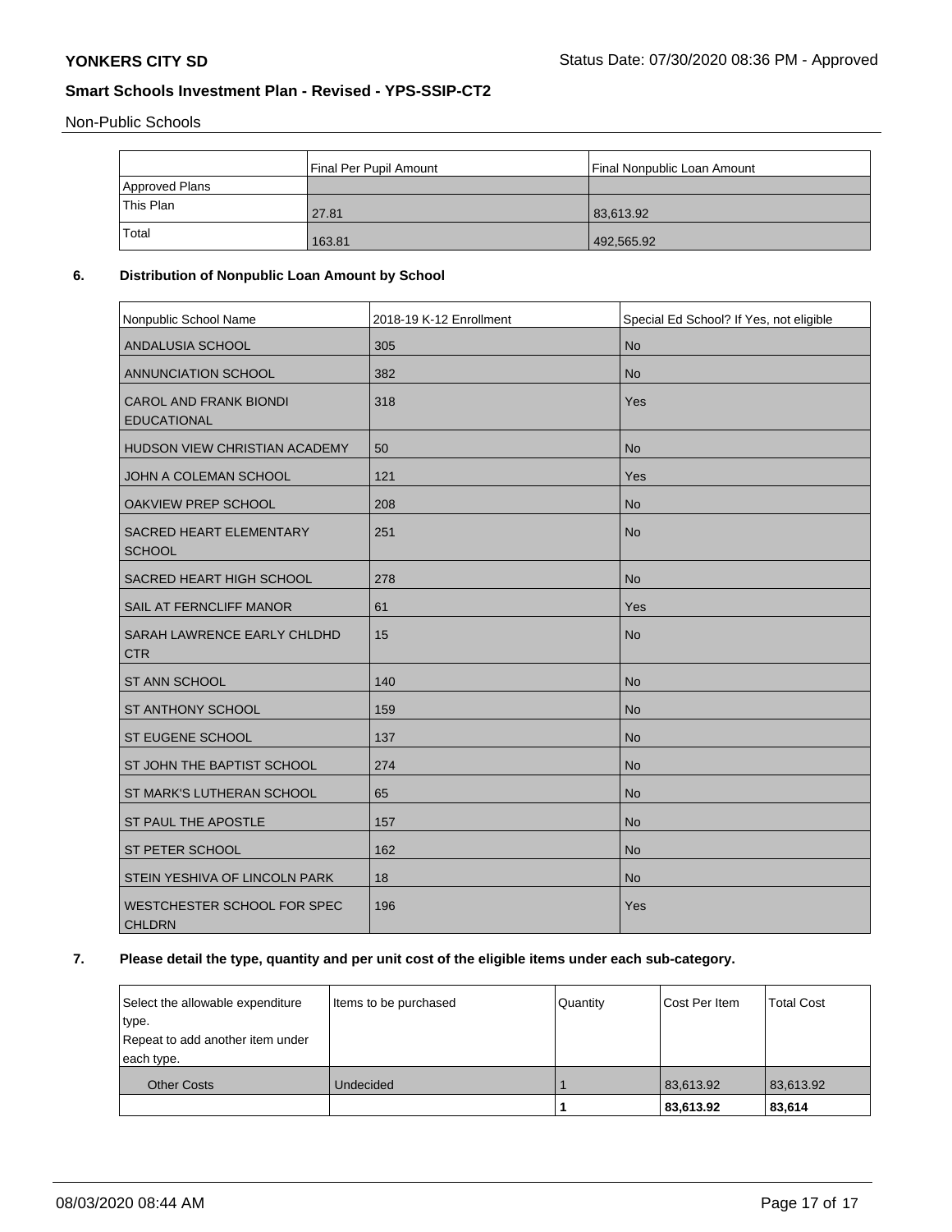Non-Public Schools

| | Final Per Pupil Amount | Final Nonpublic Loan Amount |
|---|---|---|
| Approved Plans | | |
| This Plan | 27.81 | 83,613.92 |
| Total | 163.81 | 492,565.92 |

**6. Distribution of Nonpublic Loan Amount by School**

| Nonpublic School Name | 2018-19 K-12 Enrollment | Special Ed School? If Yes, not eligible |
|---|---|---|
| ANDALUSIA SCHOOL | 305 | No |
| ANNUNCIATION SCHOOL | 382 | No |
| CAROL AND FRANK BIONDI EDUCATIONAL | 318 | Yes |
| HUDSON VIEW CHRISTIAN ACADEMY | 50 | No |
| JOHN A COLEMAN SCHOOL | 121 | Yes |
| OAKVIEW PREP SCHOOL | 208 | No |
| SACRED HEART ELEMENTARY SCHOOL | 251 | No |
| SACRED HEART HIGH SCHOOL | 278 | No |
| SAIL AT FERNCLIFF MANOR | 61 | Yes |
| SARAH LAWRENCE EARLY CHLDHD CTR | 15 | No |
| ST ANN SCHOOL | 140 | No |
| ST ANTHONY SCHOOL | 159 | No |
| ST EUGENE SCHOOL | 137 | No |
| ST JOHN THE BAPTIST SCHOOL | 274 | No |
| ST MARK'S LUTHERAN SCHOOL | 65 | No |
| ST PAUL THE APOSTLE | 157 | No |
| ST PETER SCHOOL | 162 | No |
| STEIN YESHIVA OF LINCOLN PARK | 18 | No |
| WESTCHESTER SCHOOL FOR SPEC CHLDRN | 196 | Yes |

**7. Please detail the type, quantity and per unit cost of the eligible items under each sub-category.**

| Select the allowable expenditure type. Repeat to add another item under each type. | Items to be purchased | Quantity | Cost Per Item | Total Cost |
|---|---|---|---|---|
| Other Costs | Undecided | 1 | 83,613.92 | 83,613.92 |
| | | **1** | **83,613.92** | **83,614** |